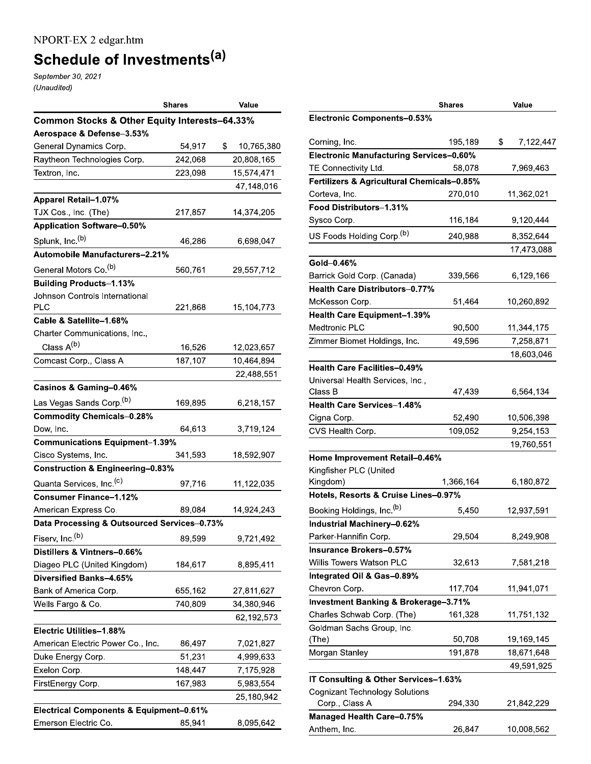NPORT-EX 2 edgar.htm

# Schedule of Investments[(a)]

*September 30, 2021*
*(Unaudited)*

| | Shares | Value |
|---|---|---|
| **Common Stocks & Other Equity Interests–64.33%** | | |
| **Aerospace & Defense–3.53%** | | |
| General Dynamics Corp. | 54,917 | $ 10,765,380 |
| Raytheon Technologies Corp. | 242,068 | 20,808,165 |
| Textron, Inc. | 223,098 | 15,574,471 |
| | | 47,148,016 |
| **Apparel Retail–1.07%** | | |
| TJX Cos., Inc. (The) | 217,857 | 14,374,205 |
| **Application Software–0.50%** | | |
| Splunk, Inc.[(b)] | 46,286 | 6,698,047 |
| **Automobile Manufacturers–2.21%** | | |
| General Motors Co.[(b)] | 560,761 | 29,557,712 |
| **Building Products–1.13%** | | |
| Johnson Controls International PLC | 221,868 | 15,104,773 |
| **Cable & Satellite–1.68%** | | |
| Charter Communications, Inc., Class A[(b)] | 16,526 | 12,023,657 |
| Comcast Corp., Class A | 187,107 | 10,464,894 |
| | | 22,488,551 |
| **Casinos & Gaming–0.46%** | | |
| Las Vegas Sands Corp.[(b)] | 169,895 | 6,218,157 |
| **Commodity Chemicals–0.28%** | | |
| Dow, Inc. | 64,613 | 3,719,124 |
| **Communications Equipment–1.39%** | | |
| Cisco Systems, Inc. | 341,593 | 18,592,907 |
| **Construction & Engineering–0.83%** | | |
| Quanta Services, Inc.[(c)] | 97,716 | 11,122,035 |
| **Consumer Finance–1.12%** | | |
| American Express Co. | 89,084 | 14,924,243 |
| **Data Processing & Outsourced Services–0.73%** | | |
| Fiserv, Inc.[(b)] | 89,599 | 9,721,492 |
| **Distillers & Vintners–0.66%** | | |
| Diageo PLC (United Kingdom) | 184,617 | 8,895,411 |
| **Diversified Banks–4.65%** | | |
| Bank of America Corp. | 655,162 | 27,811,627 |
| Wells Fargo & Co. | 740,809 | 34,380,946 |
| | | 62,192,573 |
| **Electric Utilities–1.88%** | | |
| American Electric Power Co., Inc. | 86,497 | 7,021,827 |
| Duke Energy Corp. | 51,231 | 4,999,633 |
| Exelon Corp. | 148,447 | 7,175,928 |
| FirstEnergy Corp. | 167,983 | 5,983,554 |
| | | 25,180,942 |
| **Electrical Components & Equipment–0.61%** | | |
| Emerson Electric Co. | 85,941 | 8,095,642 |
| **Electronic Components–0.53%** | | |
| Corning, Inc. | 195,189 | $ 7,122,447 |
| **Electronic Manufacturing Services–0.60%** | | |
| TE Connectivity Ltd. | 58,078 | 7,969,463 |
| **Fertilizers & Agricultural Chemicals–0.85%** | | |
| Corteva, Inc. | 270,010 | 11,362,021 |
| **Food Distributors–1.31%** | | |
| Sysco Corp. | 116,184 | 9,120,444 |
| US Foods Holding Corp.[(b)] | 240,988 | 8,352,644 |
| | | 17,473,088 |
| **Gold–0.46%** | | |
| Barrick Gold Corp. (Canada) | 339,566 | 6,129,166 |
| **Health Care Distributors–0.77%** | | |
| McKesson Corp. | 51,464 | 10,260,892 |
| **Health Care Equipment–1.39%** | | |
| Medtronic PLC | 90,500 | 11,344,175 |
| Zimmer Biomet Holdings, Inc. | 49,596 | 7,258,871 |
| | | 18,603,046 |
| **Health Care Facilities–0.49%** | | |
| Universal Health Services, Inc., Class B | 47,439 | 6,564,134 |
| **Health Care Services–1.48%** | | |
| Cigna Corp. | 52,490 | 10,506,398 |
| CVS Health Corp. | 109,052 | 9,254,153 |
| | | 19,760,551 |
| **Home Improvement Retail–0.46%** | | |
| Kingfisher PLC (United Kingdom) | 1,366,164 | 6,180,872 |
| **Hotels, Resorts & Cruise Lines–0.97%** | | |
| Booking Holdings, Inc.[(b)] | 5,450 | 12,937,591 |
| **Industrial Machinery–0.62%** | | |
| Parker-Hannifin Corp. | 29,504 | 8,249,908 |
| **Insurance Brokers–0.57%** | | |
| Willis Towers Watson PLC | 32,613 | 7,581,218 |
| **Integrated Oil & Gas–0.89%** | | |
| Chevron Corp. | 117,704 | 11,941,071 |
| **Investment Banking & Brokerage–3.71%** | | |
| Charles Schwab Corp. (The) | 161,328 | 11,751,132 |
| Goldman Sachs Group, Inc. (The) | 50,708 | 19,169,145 |
| Morgan Stanley | 191,878 | 18,671,648 |
| | | 49,591,925 |
| **IT Consulting & Other Services–1.63%** | | |
| Cognizant Technology Solutions Corp., Class A | 294,330 | 21,842,229 |
| **Managed Health Care–0.75%** | | |
| Anthem, Inc. | 26,847 | 10,008,562 |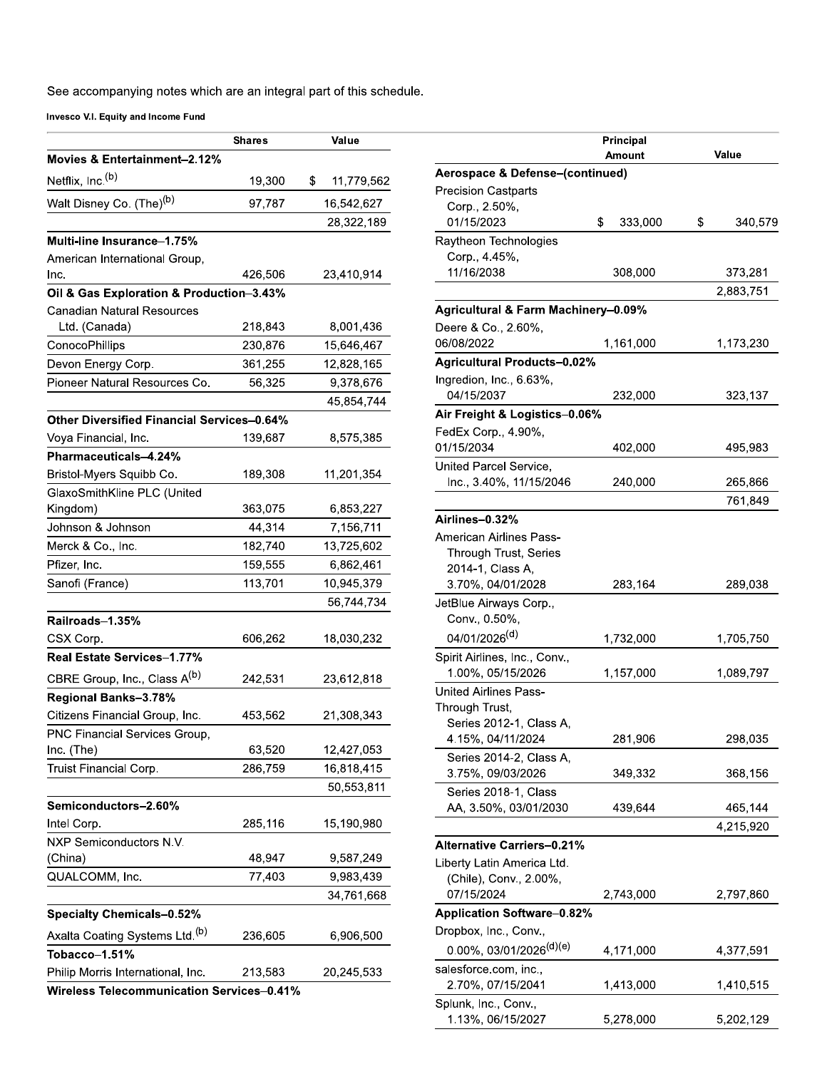See accompanying notes which are an integral part of this schedule.

**Invesco V.I. Equity and Income Fund**

| | Shares | Value |
|---|---|---|
| **Movies & Entertainment–2.12%** | | |
| Netflix, Inc.[(b)] | 19,300 | $ 11,779,562 |
| Walt Disney Co. (The)[(b)] | 97,787 | 16,542,627 |
| | | 28,322,189 |
| **Multi-line Insurance–1.75%** | | |
| American International Group, Inc. | 426,506 | 23,410,914 |
| **Oil & Gas Exploration & Production–3.43%** | | |
| Canadian Natural Resources Ltd. (Canada) | 218,843 | 8,001,436 |
| ConocoPhillips | 230,876 | 15,646,467 |
| Devon Energy Corp. | 361,255 | 12,828,165 |
| Pioneer Natural Resources Co. | 56,325 | 9,378,676 |
| | | 45,854,744 |
| **Other Diversified Financial Services–0.64%** | | |
| Voya Financial, Inc. | 139,687 | 8,575,385 |
| **Pharmaceuticals–4.24%** | | |
| Bristol-Myers Squibb Co. | 189,308 | 11,201,354 |
| GlaxoSmithKline PLC (United Kingdom) | 363,075 | 6,853,227 |
| Johnson & Johnson | 44,314 | 7,156,711 |
| Merck & Co., Inc. | 182,740 | 13,725,602 |
| Pfizer, Inc. | 159,555 | 6,862,461 |
| Sanofi (France) | 113,701 | 10,945,379 |
| | | 56,744,734 |
| **Railroads–1.35%** | | |
| CSX Corp. | 606,262 | 18,030,232 |
| **Real Estate Services–1.77%** | | |
| CBRE Group, Inc., Class A[(b)] | 242,531 | 23,612,818 |
| **Regional Banks–3.78%** | | |
| Citizens Financial Group, Inc. | 453,562 | 21,308,343 |
| PNC Financial Services Group, Inc. (The) | 63,520 | 12,427,053 |
| Truist Financial Corp. | 286,759 | 16,818,415 |
| | | 50,553,811 |
| **Semiconductors–2.60%** | | |
| Intel Corp. | 285,116 | 15,190,980 |
| NXP Semiconductors N.V. (China) | 48,947 | 9,587,249 |
| QUALCOMM, Inc. | 77,403 | 9,983,439 |
| | | 34,761,668 |
| **Specialty Chemicals–0.52%** | | |
| Axalta Coating Systems Ltd.[(b)] | 236,605 | 6,906,500 |
| **Tobacco–1.51%** | | |
| Philip Morris International, Inc. | 213,583 | 20,245,533 |
| **Wireless Telecommunication Services–0.41%** | | |

| | Principal Amount | Value |
|---|---|---|
| **Aerospace & Defense–(continued)** | | |
| Precision Castparts Corp., 2.50%, 01/15/2023 | $ 333,000 | $ 340,579 |
| Raytheon Technologies Corp., 4.45%, 11/16/2038 | 308,000 | 373,281 |
| | | 2,883,751 |
| **Agricultural & Farm Machinery–0.09%** | | |
| Deere & Co., 2.60%, 06/08/2022 | 1,161,000 | 1,173,230 |
| **Agricultural Products–0.02%** | | |
| Ingredion, Inc., 6.63%, 04/15/2037 | 232,000 | 323,137 |
| **Air Freight & Logistics–0.06%** | | |
| FedEx Corp., 4.90%, 01/15/2034 | 402,000 | 495,983 |
| United Parcel Service, Inc., 3.40%, 11/15/2046 | 240,000 | 265,866 |
| | | 761,849 |
| **Airlines–0.32%** | | |
| American Airlines Pass-Through Trust, Series 2014-1, Class A, 3.70%, 04/01/2028 | 283,164 | 289,038 |
| JetBlue Airways Corp., Conv., 0.50%, 04/01/2026[(d)] | 1,732,000 | 1,705,750 |
| Spirit Airlines, Inc., Conv., 1.00%, 05/15/2026 | 1,157,000 | 1,089,797 |
| United Airlines Pass-Through Trust, | | |
| Series 2012-1, Class A, 4.15%, 04/11/2024 | 281,906 | 298,035 |
| Series 2014-2, Class A, 3.75%, 09/03/2026 | 349,332 | 368,156 |
| Series 2018-1, Class AA, 3.50%, 03/01/2030 | 439,644 | 465,144 |
| | | 4,215,920 |
| **Alternative Carriers–0.21%** | | |
| Liberty Latin America Ltd. (Chile), Conv., 2.00%, 07/15/2024 | 2,743,000 | 2,797,860 |
| **Application Software–0.82%** | | |
| Dropbox, Inc., Conv., 0.00%, 03/01/2026[(d)(e)] | 4,171,000 | 4,377,591 |
| salesforce.com, inc., 2.70%, 07/15/2041 | 1,413,000 | 1,410,515 |
| Splunk, Inc., Conv., 1.13%, 06/15/2027 | 5,278,000 | 5,202,129 |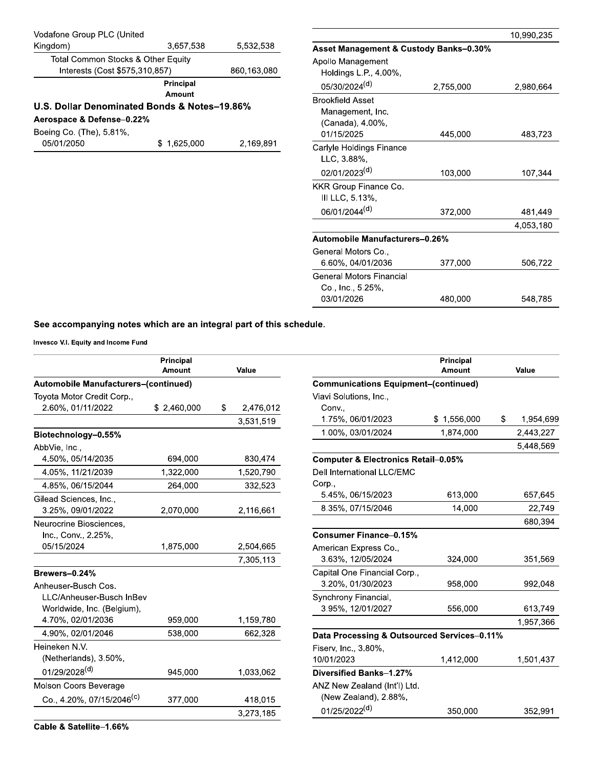| | Shares | Value |
|---|---|---|
| Vodafone Group PLC (United Kingdom) | 3,657,538 | 5,532,538 |
| Total Common Stocks & Other Equity Interests (Cost $575,310,857) | | 860,163,080 |

| | Principal Amount | Value |
|---|---|---|
| **U.S. Dollar Denominated Bonds & Notes–19.86%** | | |
| **Aerospace & Defense–0.22%** | | |
| Boeing Co. (The), 5.81%, 05/01/2050 | $ 1,625,000 | 2,169,891 |
| | | 10,990,235 |
| **Asset Management & Custody Banks–0.30%** | | |
| Apollo Management Holdings L.P., 4.00%, 05/30/2024[(d)] | 2,755,000 | 2,980,664 |
| Brookfield Asset Management, Inc. (Canada), 4.00%, 01/15/2025 | 445,000 | 483,723 |
| Carlyle Holdings Finance LLC, 3.88%, 02/01/2023[(d)] | 103,000 | 107,344 |
| KKR Group Finance Co. III LLC, 5.13%, 06/01/2044[(d)] | 372,000 | 481,449 |
| | | 4,053,180 |
| **Automobile Manufacturers–0.26%** | | |
| General Motors Co., 6.60%, 04/01/2036 | 377,000 | 506,722 |
| General Motors Financial Co., Inc., 5.25%, 03/01/2026 | 480,000 | 548,785 |

**See accompanying notes which are an integral part of this schedule.**

Invesco V.I. Equity and Income Fund

| | Principal Amount | Value |
|---|---|---|
| **Automobile Manufacturers–(continued)** | | |
| Toyota Motor Credit Corp., 2.60%, 01/11/2022 | $ 2,460,000 | $ 2,476,012 |
| | | 3,531,519 |
| **Biotechnology–0.55%** | | |
| AbbVie, Inc., | | |
| 4.50%, 05/14/2035 | 694,000 | 830,474 |
| 4.05%, 11/21/2039 | 1,322,000 | 1,520,790 |
| 4.85%, 06/15/2044 | 264,000 | 332,523 |
| Gilead Sciences, Inc., 3.25%, 09/01/2022 | 2,070,000 | 2,116,661 |
| Neurocrine Biosciences, Inc., Conv., 2.25%, 05/15/2024 | 1,875,000 | 2,504,665 |
| | | 7,305,113 |
| **Brewers–0.24%** | | |
| Anheuser-Busch Cos. LLC/Anheuser-Busch InBev Worldwide, Inc. (Belgium), | | |
| 4.70%, 02/01/2036 | 959,000 | 1,159,780 |
| 4.90%, 02/01/2046 | 538,000 | 662,328 |
| Heineken N.V. (Netherlands), 3.50%, 01/29/2028[(d)] | 945,000 | 1,033,062 |
| Molson Coors Beverage Co., 4.20%, 07/15/2046[(c)] | 377,000 | 418,015 |
| | | 3,273,185 |
| **Cable & Satellite–1.66%** | | |
| **Communications Equipment–(continued)** | | |
| Viavi Solutions, Inc., Conv., | | |
| 1.75%, 06/01/2023 | $ 1,556,000 | $ 1,954,699 |
| 1.00%, 03/01/2024 | 1,874,000 | 2,443,227 |
| | | 5,448,569 |
| **Computer & Electronics Retail–0.05%** | | |
| Dell International LLC/EMC Corp., | | |
| 5.45%, 06/15/2023 | 613,000 | 657,645 |
| 8.35%, 07/15/2046 | 14,000 | 22,749 |
| | | 680,394 |
| **Consumer Finance–0.15%** | | |
| American Express Co., 3.63%, 12/05/2024 | 324,000 | 351,569 |
| Capital One Financial Corp., 3.20%, 01/30/2023 | 958,000 | 992,048 |
| Synchrony Financial, 3.95%, 12/01/2027 | 556,000 | 613,749 |
| | | 1,957,366 |
| **Data Processing & Outsourced Services–0.11%** | | |
| Fiserv, Inc., 3.80%, 10/01/2023 | 1,412,000 | 1,501,437 |
| **Diversified Banks–1.27%** | | |
| ANZ New Zealand (Int'l) Ltd. (New Zealand), 2.88%, 01/25/2022[(d)] | 350,000 | 352,991 |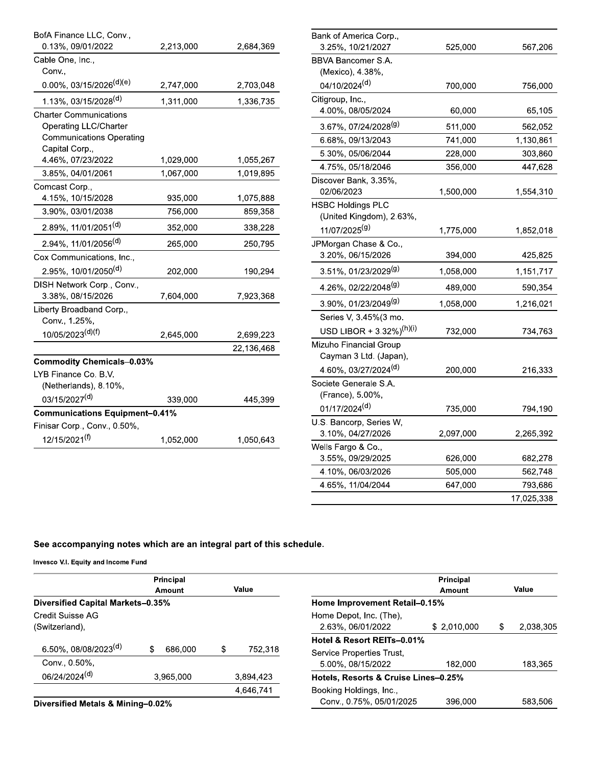| | Principal Amount | Value |
|---|---|---|
| BofA Finance LLC, Conv., 0.13%, 09/01/2022 | 2,213,000 | 2,684,369 |
| Cable One, Inc., Conv., | | |
| 0.00%, 03/15/2026(d)(e) | 2,747,000 | 2,703,048 |
| 1.13%, 03/15/2028(d) | 1,311,000 | 1,336,735 |
| Charter Communications Operating LLC/Charter Communications Operating Capital Corp., 4.46%, 07/23/2022 | 1,029,000 | 1,055,267 |
| 3.85%, 04/01/2061 | 1,067,000 | 1,019,895 |
| Comcast Corp., 4.15%, 10/15/2028 | 935,000 | 1,075,888 |
| 3.90%, 03/01/2038 | 756,000 | 859,358 |
| 2.89%, 11/01/2051(d) | 352,000 | 338,228 |
| 2.94%, 11/01/2056(d) | 265,000 | 250,795 |
| Cox Communications, Inc., 2.95%, 10/01/2050(d) | 202,000 | 190,294 |
| DISH Network Corp., Conv., 3.38%, 08/15/2026 | 7,604,000 | 7,923,368 |
| Liberty Broadband Corp., Conv., 1.25%, 10/05/2023(d)(f) | 2,645,000 | 2,699,223 |
| | | 22,136,468 |
| **Commodity Chemicals–0.03%** | | |
| LYB Finance Co. B.V. (Netherlands), 8.10%, 03/15/2027(d) | 339,000 | 445,399 |
| **Communications Equipment–0.41%** | | |
| Finisar Corp., Conv., 0.50%, 12/15/2021(f) | 1,052,000 | 1,050,643 |
| Bank of America Corp., 3.25%, 10/21/2027 | 525,000 | 567,206 |
| BBVA Bancomer S.A. (Mexico), 4.38%, 04/10/2024(d) | 700,000 | 756,000 |
| Citigroup, Inc., 4.00%, 08/05/2024 | 60,000 | 65,105 |
| 3.67%, 07/24/2028(g) | 511,000 | 562,052 |
| 6.68%, 09/13/2043 | 741,000 | 1,130,861 |
| 5.30%, 05/06/2044 | 228,000 | 303,860 |
| 4.75%, 05/18/2046 | 356,000 | 447,628 |
| Discover Bank, 3.35%, 02/06/2023 | 1,500,000 | 1,554,310 |
| HSBC Holdings PLC (United Kingdom), 2.63%, 11/07/2025(g) | 1,775,000 | 1,852,018 |
| JPMorgan Chase & Co., 3.20%, 06/15/2026 | 394,000 | 425,825 |
| 3.51%, 01/23/2029(g) | 1,058,000 | 1,151,717 |
| 4.26%, 02/22/2048(g) | 489,000 | 590,354 |
| 3.90%, 01/23/2049(g) | 1,058,000 | 1,216,021 |
| Series V, 3.45%(3 mo. USD LIBOR + 3.32%)(h)(i) | 732,000 | 734,763 |
| Mizuho Financial Group Cayman 3 Ltd. (Japan), 4.60%, 03/27/2024(d) | 200,000 | 216,333 |
| Societe Generale S.A. (France), 5.00%, 01/17/2024(d) | 735,000 | 794,190 |
| U.S. Bancorp, Series W, 3.10%, 04/27/2026 | 2,097,000 | 2,265,392 |
| Wells Fargo & Co., 3.55%, 09/29/2025 | 626,000 | 682,278 |
| 4.10%, 06/03/2026 | 505,000 | 562,748 |
| 4.65%, 11/04/2044 | 647,000 | 793,686 |
| | | 17,025,338 |

**See accompanying notes which are an integral part of this schedule.**

**Invesco V.I. Equity and Income Fund**

| | Principal Amount | Value |
|---|---|---|
| **Diversified Capital Markets–0.35%** | | |
| Credit Suisse AG (Switzerland), | | |
| 6.50%, 08/08/2023(d) | $ 686,000 | $ 752,318 |
| Conv., 0.50%, 06/24/2024(d) | 3,965,000 | 3,894,423 |
| | | 4,646,741 |
| **Diversified Metals & Mining–0.02%** | | |
| **Home Improvement Retail–0.15%** | | |
| Home Depot, Inc. (The), 2.63%, 06/01/2022 | $ 2,010,000 | $ 2,038,305 |
| **Hotel & Resort REITs–0.01%** | | |
| Service Properties Trust, 5.00%, 08/15/2022 | 182,000 | 183,365 |
| **Hotels, Resorts & Cruise Lines–0.25%** | | |
| Booking Holdings, Inc., Conv., 0.75%, 05/01/2025 | 396,000 | 583,506 |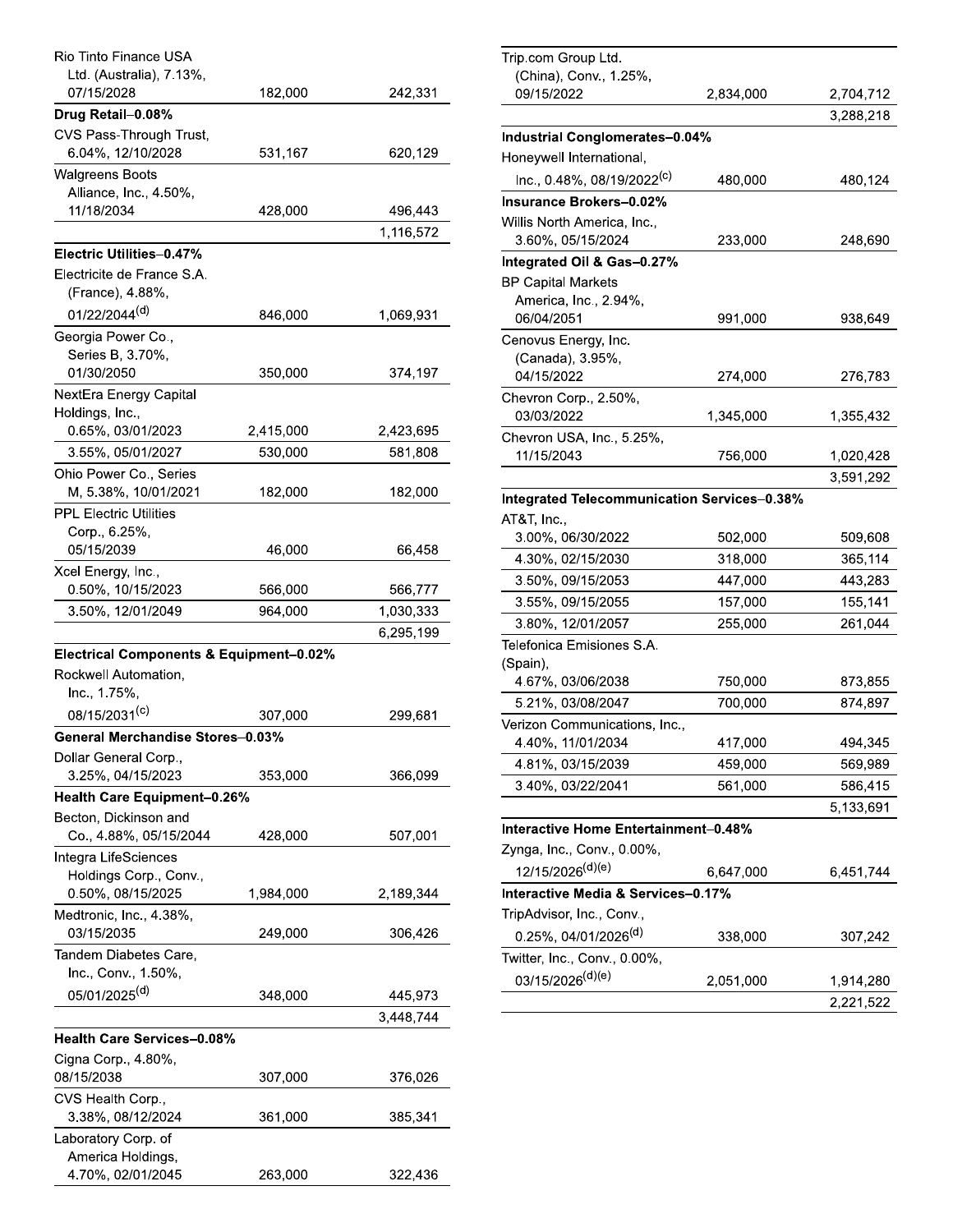| | Principal Amount | Value |
|---|---|---|
| Rio Tinto Finance USA Ltd. (Australia), 7.13%, 07/15/2028 | 182,000 | 242,331 |
| **Drug Retail–0.08%** | | |
| CVS Pass-Through Trust, 6.04%, 12/10/2028 | 531,167 | 620,129 |
| Walgreens Boots Alliance, Inc., 4.50%, 11/18/2034 | 428,000 | 496,443 |
| | | 1,116,572 |
| **Electric Utilities–0.47%** | | |
| Electricite de France S.A. (France), 4.88%, 01/22/2044[(d)] | 846,000 | 1,069,931 |
| Georgia Power Co., Series B, 3.70%, 01/30/2050 | 350,000 | 374,197 |
| NextEra Energy Capital Holdings, Inc., 0.65%, 03/01/2023 | 2,415,000 | 2,423,695 |
| 3.55%, 05/01/2027 | 530,000 | 581,808 |
| Ohio Power Co., Series M, 5.38%, 10/01/2021 | 182,000 | 182,000 |
| PPL Electric Utilities Corp., 6.25%, 05/15/2039 | 46,000 | 66,458 |
| Xcel Energy, Inc., 0.50%, 10/15/2023 | 566,000 | 566,777 |
| 3.50%, 12/01/2049 | 964,000 | 1,030,333 |
| | | 6,295,199 |
| **Electrical Components & Equipment–0.02%** | | |
| Rockwell Automation, Inc., 1.75%, 08/15/2031[(c)] | 307,000 | 299,681 |
| **General Merchandise Stores–0.03%** | | |
| Dollar General Corp., 3.25%, 04/15/2023 | 353,000 | 366,099 |
| **Health Care Equipment–0.26%** | | |
| Becton, Dickinson and Co., 4.88%, 05/15/2044 | 428,000 | 507,001 |
| Integra LifeSciences Holdings Corp., Conv., 0.50%, 08/15/2025 | 1,984,000 | 2,189,344 |
| Medtronic, Inc., 4.38%, 03/15/2035 | 249,000 | 306,426 |
| Tandem Diabetes Care, Inc., Conv., 1.50%, 05/01/2025[(d)] | 348,000 | 445,973 |
| | | 3,448,744 |
| **Health Care Services–0.08%** | | |
| Cigna Corp., 4.80%, 08/15/2038 | 307,000 | 376,026 |
| CVS Health Corp., 3.38%, 08/12/2024 | 361,000 | 385,341 |
| Laboratory Corp. of America Holdings, 4.70%, 02/01/2045 | 263,000 | 322,436 |
| Trip.com Group Ltd. (China), Conv., 1.25%, 09/15/2022 | 2,834,000 | 2,704,712 |
| | | 3,288,218 |
| **Industrial Conglomerates–0.04%** | | |
| Honeywell International, Inc., 0.48%, 08/19/2022[(c)] | 480,000 | 480,124 |
| **Insurance Brokers–0.02%** | | |
| Willis North America, Inc., 3.60%, 05/15/2024 | 233,000 | 248,690 |
| **Integrated Oil & Gas–0.27%** | | |
| BP Capital Markets America, Inc., 2.94%, 06/04/2051 | 991,000 | 938,649 |
| Cenovus Energy, Inc. (Canada), 3.95%, 04/15/2022 | 274,000 | 276,783 |
| Chevron Corp., 2.50%, 03/03/2022 | 1,345,000 | 1,355,432 |
| Chevron USA, Inc., 5.25%, 11/15/2043 | 756,000 | 1,020,428 |
| | | 3,591,292 |
| **Integrated Telecommunication Services–0.38%** | | |
| AT&T, Inc., 3.00%, 06/30/2022 | 502,000 | 509,608 |
| 4.30%, 02/15/2030 | 318,000 | 365,114 |
| 3.50%, 09/15/2053 | 447,000 | 443,283 |
| 3.55%, 09/15/2055 | 157,000 | 155,141 |
| 3.80%, 12/01/2057 | 255,000 | 261,044 |
| Telefonica Emisiones S.A. (Spain), 4.67%, 03/06/2038 | 750,000 | 873,855 |
| 5.21%, 03/08/2047 | 700,000 | 874,897 |
| Verizon Communications, Inc., 4.40%, 11/01/2034 | 417,000 | 494,345 |
| 4.81%, 03/15/2039 | 459,000 | 569,989 |
| 3.40%, 03/22/2041 | 561,000 | 586,415 |
| | | 5,133,691 |
| **Interactive Home Entertainment–0.48%** | | |
| Zynga, Inc., Conv., 0.00%, 12/15/2026[(d)(e)] | 6,647,000 | 6,451,744 |
| **Interactive Media & Services–0.17%** | | |
| TripAdvisor, Inc., Conv., 0.25%, 04/01/2026[(d)] | 338,000 | 307,242 |
| Twitter, Inc., Conv., 0.00%, 03/15/2026[(d)(e)] | 2,051,000 | 1,914,280 |
| | | 2,221,522 |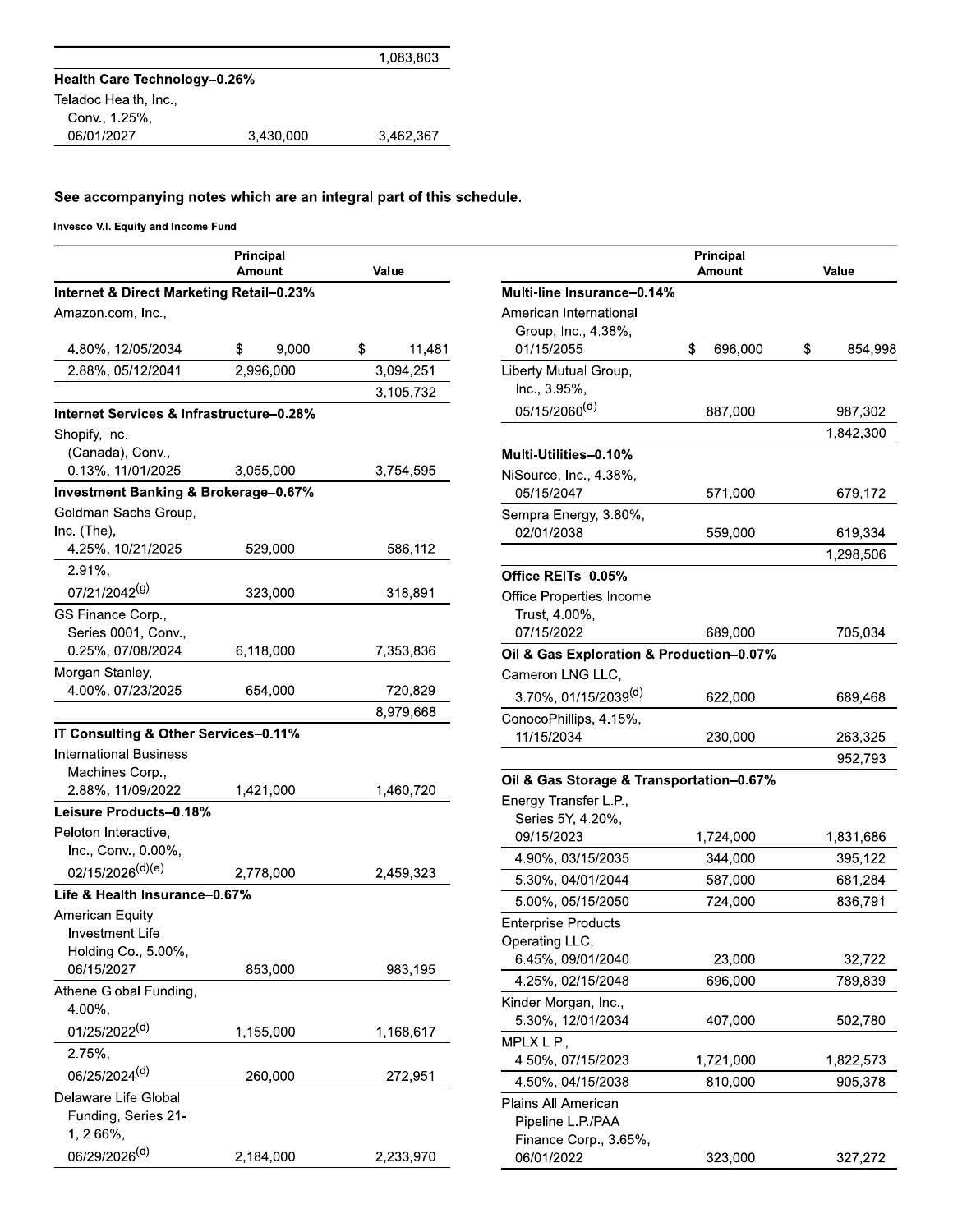| | | |
|---|---|---|
| | | 1,083,803 |
| **Health Care Technology–0.26%** | | |
| Teladoc Health, Inc., Conv., 1.25%, 06/01/2027 | 3,430,000 | 3,462,367 |

**See accompanying notes which are an integral part of this schedule.**

**Invesco V.I. Equity and Income Fund**

| | Principal Amount | Value |
|---|---|---|
| **Internet & Direct Marketing Retail–0.23%** | | |
| Amazon.com, Inc., | | |
| 4.80%, 12/05/2034 | $ 9,000 | $ 11,481 |
| 2.88%, 05/12/2041 | 2,996,000 | 3,094,251 |
| | | 3,105,732 |
| **Internet Services & Infrastructure–0.28%** | | |
| Shopify, Inc. (Canada), Conv., 0.13%, 11/01/2025 | 3,055,000 | 3,754,595 |
| **Investment Banking & Brokerage–0.67%** | | |
| Goldman Sachs Group, Inc. (The), | | |
| 4.25%, 10/21/2025 | 529,000 | 586,112 |
| 2.91%, 07/21/2042[(g)] | 323,000 | 318,891 |
| GS Finance Corp., Series 0001, Conv., 0.25%, 07/08/2024 | 6,118,000 | 7,353,836 |
| Morgan Stanley, 4.00%, 07/23/2025 | 654,000 | 720,829 |
| | | 8,979,668 |
| **IT Consulting & Other Services–0.11%** | | |
| International Business Machines Corp., 2.88%, 11/09/2022 | 1,421,000 | 1,460,720 |
| **Leisure Products–0.18%** | | |
| Peloton Interactive, Inc., Conv., 0.00%, 02/15/2026[(d)(e)] | 2,778,000 | 2,459,323 |
| **Life & Health Insurance–0.67%** | | |
| American Equity Investment Life Holding Co., 5.00%, 06/15/2027 | 853,000 | 983,195 |
| Athene Global Funding, | | |
| 4.00%, 01/25/2022[(d)] | 1,155,000 | 1,168,617 |
| 2.75%, 06/25/2024[(d)] | 260,000 | 272,951 |
| Delaware Life Global Funding, Series 21-1, 2.66%, 06/29/2026[(d)] | 2,184,000 | 2,233,970 |

| | Principal Amount | Value |
|---|---|---|
| **Multi-line Insurance–0.14%** | | |
| American International Group, Inc., 4.38%, 01/15/2055 | $ 696,000 | $ 854,998 |
| Liberty Mutual Group, Inc., 3.95%, 05/15/2060[(d)] | 887,000 | 987,302 |
| | | 1,842,300 |
| **Multi-Utilities–0.10%** | | |
| NiSource, Inc., 4.38%, 05/15/2047 | 571,000 | 679,172 |
| Sempra Energy, 3.80%, 02/01/2038 | 559,000 | 619,334 |
| | | 1,298,506 |
| **Office REITs–0.05%** | | |
| Office Properties Income Trust, 4.00%, 07/15/2022 | 689,000 | 705,034 |
| **Oil & Gas Exploration & Production–0.07%** | | |
| Cameron LNG LLC, 3.70%, 01/15/2039[(d)] | 622,000 | 689,468 |
| ConocoPhillips, 4.15%, 11/15/2034 | 230,000 | 263,325 |
| | | 952,793 |
| **Oil & Gas Storage & Transportation–0.67%** | | |
| Energy Transfer L.P., | | |
| Series 5Y, 4.20%, 09/15/2023 | 1,724,000 | 1,831,686 |
| 4.90%, 03/15/2035 | 344,000 | 395,122 |
| 5.30%, 04/01/2044 | 587,000 | 681,284 |
| 5.00%, 05/15/2050 | 724,000 | 836,791 |
| Enterprise Products Operating LLC, | | |
| 6.45%, 09/01/2040 | 23,000 | 32,722 |
| 4.25%, 02/15/2048 | 696,000 | 789,839 |
| Kinder Morgan, Inc., 5.30%, 12/01/2034 | 407,000 | 502,780 |
| MPLX L.P., | | |
| 4.50%, 07/15/2023 | 1,721,000 | 1,822,573 |
| 4.50%, 04/15/2038 | 810,000 | 905,378 |
| Plains All American Pipeline L.P./PAA Finance Corp., 3.65%, 06/01/2022 | 323,000 | 327,272 |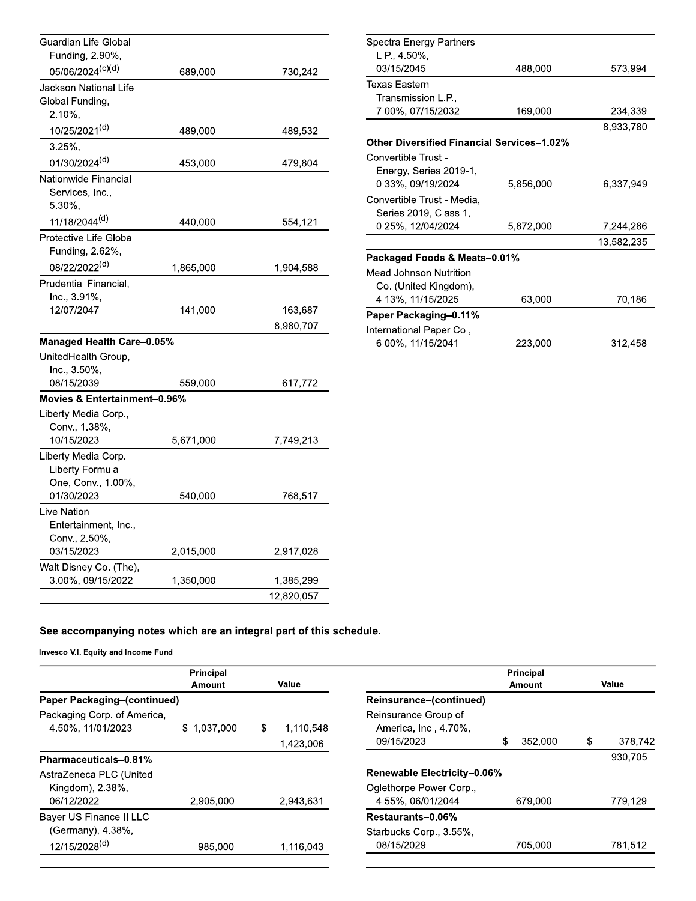| | Principal Amount | Value |
|---|---|---|
| Guardian Life Global Funding, 2.90%, 05/06/2024[(c)(d)] | 689,000 | 730,242 |
| Jackson National Life Global Funding, 2.10%, 10/25/2021[(d)] | 489,000 | 489,532 |
| 3.25%, 01/30/2024[(d)] | 453,000 | 479,804 |
| Nationwide Financial Services, Inc., 5.30%, 11/18/2044[(d)] | 440,000 | 554,121 |
| Protective Life Global Funding, 2.62%, 08/22/2022[(d)] | 1,865,000 | 1,904,588 |
| Prudential Financial, Inc., 3.91%, 12/07/2047 | 141,000 | 163,687 |
| | | 8,980,707 |
| **Managed Health Care–0.05%** | | |
| UnitedHealth Group, Inc., 3.50%, 08/15/2039 | 559,000 | 617,772 |
| **Movies & Entertainment–0.96%** | | |
| Liberty Media Corp., Conv., 1.38%, 10/15/2023 | 5,671,000 | 7,749,213 |
| Liberty Media Corp.-Liberty Formula One, Conv., 1.00%, 01/30/2023 | 540,000 | 768,517 |
| Live Nation Entertainment, Inc., Conv., 2.50%, 03/15/2023 | 2,015,000 | 2,917,028 |
| Walt Disney Co. (The), 3.00%, 09/15/2022 | 1,350,000 | 1,385,299 |
| | | 12,820,057 |
| Spectra Energy Partners L.P., 4.50%, 03/15/2045 | 488,000 | 573,994 |
| Texas Eastern Transmission L.P., 7.00%, 07/15/2032 | 169,000 | 234,339 |
| | | 8,933,780 |
| **Other Diversified Financial Services–1.02%** | | |
| Convertible Trust - Energy, Series 2019-1, 0.33%, 09/19/2024 | 5,856,000 | 6,337,949 |
| Convertible Trust - Media, Series 2019, Class 1, 0.25%, 12/04/2024 | 5,872,000 | 7,244,286 |
| | | 13,582,235 |
| **Packaged Foods & Meats–0.01%** | | |
| Mead Johnson Nutrition Co. (United Kingdom), 4.13%, 11/15/2025 | 63,000 | 70,186 |
| **Paper Packaging–0.11%** | | |
| International Paper Co., 6.00%, 11/15/2041 | 223,000 | 312,458 |

**See accompanying notes which are an integral part of this schedule.**

Invesco V.I. Equity and Income Fund

| | Principal Amount | Value |
|---|---|---|
| **Paper Packaging–(continued)** | | |
| Packaging Corp. of America, 4.50%, 11/01/2023 | $ 1,037,000 | $ 1,110,548 |
| | | 1,423,006 |
| **Pharmaceuticals–0.81%** | | |
| AstraZeneca PLC (United Kingdom), 2.38%, 06/12/2022 | 2,905,000 | 2,943,631 |
| Bayer US Finance II LLC (Germany), 4.38%, 12/15/2028[(d)] | 985,000 | 1,116,043 |
| **Reinsurance–(continued)** | | |
| Reinsurance Group of America, Inc., 4.70%, 09/15/2023 | $ 352,000 | $ 378,742 |
| | | 930,705 |
| **Renewable Electricity–0.06%** | | |
| Oglethorpe Power Corp., 4.55%, 06/01/2044 | 679,000 | 779,129 |
| **Restaurants–0.06%** | | |
| Starbucks Corp., 3.55%, 08/15/2029 | 705,000 | 781,512 |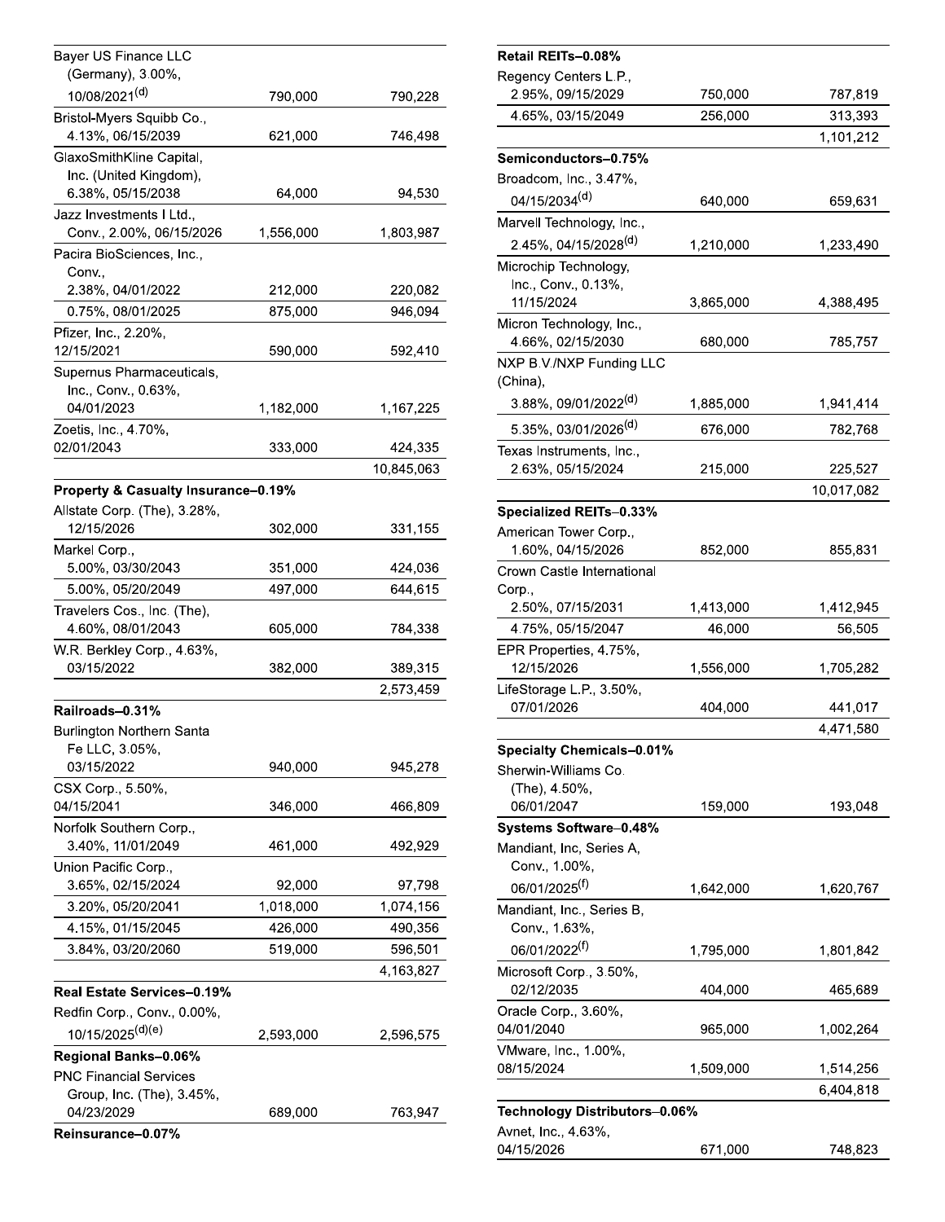| | | |
|---|---|---|
| Bayer US Finance LLC (Germany), 3.00%, 10/08/2021[(d)] | 790,000 | 790,228 |
| Bristol-Myers Squibb Co., 4.13%, 06/15/2039 | 621,000 | 746,498 |
| GlaxoSmithKline Capital, Inc. (United Kingdom), 6.38%, 05/15/2038 | 64,000 | 94,530 |
| Jazz Investments I Ltd., Conv., 2.00%, 06/15/2026 | 1,556,000 | 1,803,987 |
| Pacira BioSciences, Inc., Conv., 2.38%, 04/01/2022 | 212,000 | 220,082 |
| 0.75%, 08/01/2025 | 875,000 | 946,094 |
| Pfizer, Inc., 2.20%, 12/15/2021 | 590,000 | 592,410 |
| Supernus Pharmaceuticals, Inc., Conv., 0.63%, 04/01/2023 | 1,182,000 | 1,167,225 |
| Zoetis, Inc., 4.70%, 02/01/2043 | 333,000 | 424,335 |
| | | 10,845,063 |
| **Property & Casualty Insurance–0.19%** | | |
| Allstate Corp. (The), 3.28%, 12/15/2026 | 302,000 | 331,155 |
| Markel Corp., 5.00%, 03/30/2043 | 351,000 | 424,036 |
| 5.00%, 05/20/2049 | 497,000 | 644,615 |
| Travelers Cos., Inc. (The), 4.60%, 08/01/2043 | 605,000 | 784,338 |
| W.R. Berkley Corp., 4.63%, 03/15/2022 | 382,000 | 389,315 |
| | | 2,573,459 |
| **Railroads–0.31%** | | |
| Burlington Northern Santa Fe LLC, 3.05%, 03/15/2022 | 940,000 | 945,278 |
| CSX Corp., 5.50%, 04/15/2041 | 346,000 | 466,809 |
| Norfolk Southern Corp., 3.40%, 11/01/2049 | 461,000 | 492,929 |
| Union Pacific Corp., 3.65%, 02/15/2024 | 92,000 | 97,798 |
| 3.20%, 05/20/2041 | 1,018,000 | 1,074,156 |
| 4.15%, 01/15/2045 | 426,000 | 490,356 |
| 3.84%, 03/20/2060 | 519,000 | 596,501 |
| | | 4,163,827 |
| **Real Estate Services–0.19%** | | |
| Redfin Corp., Conv., 0.00%, 10/15/2025[(d)(e)] | 2,593,000 | 2,596,575 |
| **Regional Banks–0.06%** | | |
| PNC Financial Services Group, Inc. (The), 3.45%, 04/23/2029 | 689,000 | 763,947 |
| **Reinsurance–0.07%** | | |
| **Retail REITs–0.08%** | | |
| Regency Centers L.P., 2.95%, 09/15/2029 | 750,000 | 787,819 |
| 4.65%, 03/15/2049 | 256,000 | 313,393 |
| | | 1,101,212 |
| **Semiconductors–0.75%** | | |
| Broadcom, Inc., 3.47%, 04/15/2034[(d)] | 640,000 | 659,631 |
| Marvell Technology, Inc., 2.45%, 04/15/2028[(d)] | 1,210,000 | 1,233,490 |
| Microchip Technology, Inc., Conv., 0.13%, 11/15/2024 | 3,865,000 | 4,388,495 |
| Micron Technology, Inc., 4.66%, 02/15/2030 | 680,000 | 785,757 |
| NXP B.V./NXP Funding LLC (China), 3.88%, 09/01/2022[(d)] | 1,885,000 | 1,941,414 |
| 5.35%, 03/01/2026[(d)] | 676,000 | 782,768 |
| Texas Instruments, Inc., 2.63%, 05/15/2024 | 215,000 | 225,527 |
| | | 10,017,082 |
| **Specialized REITs–0.33%** | | |
| American Tower Corp., 1.60%, 04/15/2026 | 852,000 | 855,831 |
| Crown Castle International Corp., 2.50%, 07/15/2031 | 1,413,000 | 1,412,945 |
| 4.75%, 05/15/2047 | 46,000 | 56,505 |
| EPR Properties, 4.75%, 12/15/2026 | 1,556,000 | 1,705,282 |
| LifeStorage L.P., 3.50%, 07/01/2026 | 404,000 | 441,017 |
| | | 4,471,580 |
| **Specialty Chemicals–0.01%** | | |
| Sherwin-Williams Co. (The), 4.50%, 06/01/2047 | 159,000 | 193,048 |
| **Systems Software–0.48%** | | |
| Mandiant, Inc, Series A, Conv., 1.00%, 06/01/2025[(f)] | 1,642,000 | 1,620,767 |
| Mandiant, Inc., Series B, Conv., 1.63%, 06/01/2022[(f)] | 1,795,000 | 1,801,842 |
| Microsoft Corp., 3.50%, 02/12/2035 | 404,000 | 465,689 |
| Oracle Corp., 3.60%, 04/01/2040 | 965,000 | 1,002,264 |
| VMware, Inc., 1.00%, 08/15/2024 | 1,509,000 | 1,514,256 |
| | | 6,404,818 |
| **Technology Distributors–0.06%** | | |
| Avnet, Inc., 4.63%, 04/15/2026 | 671,000 | 748,823 |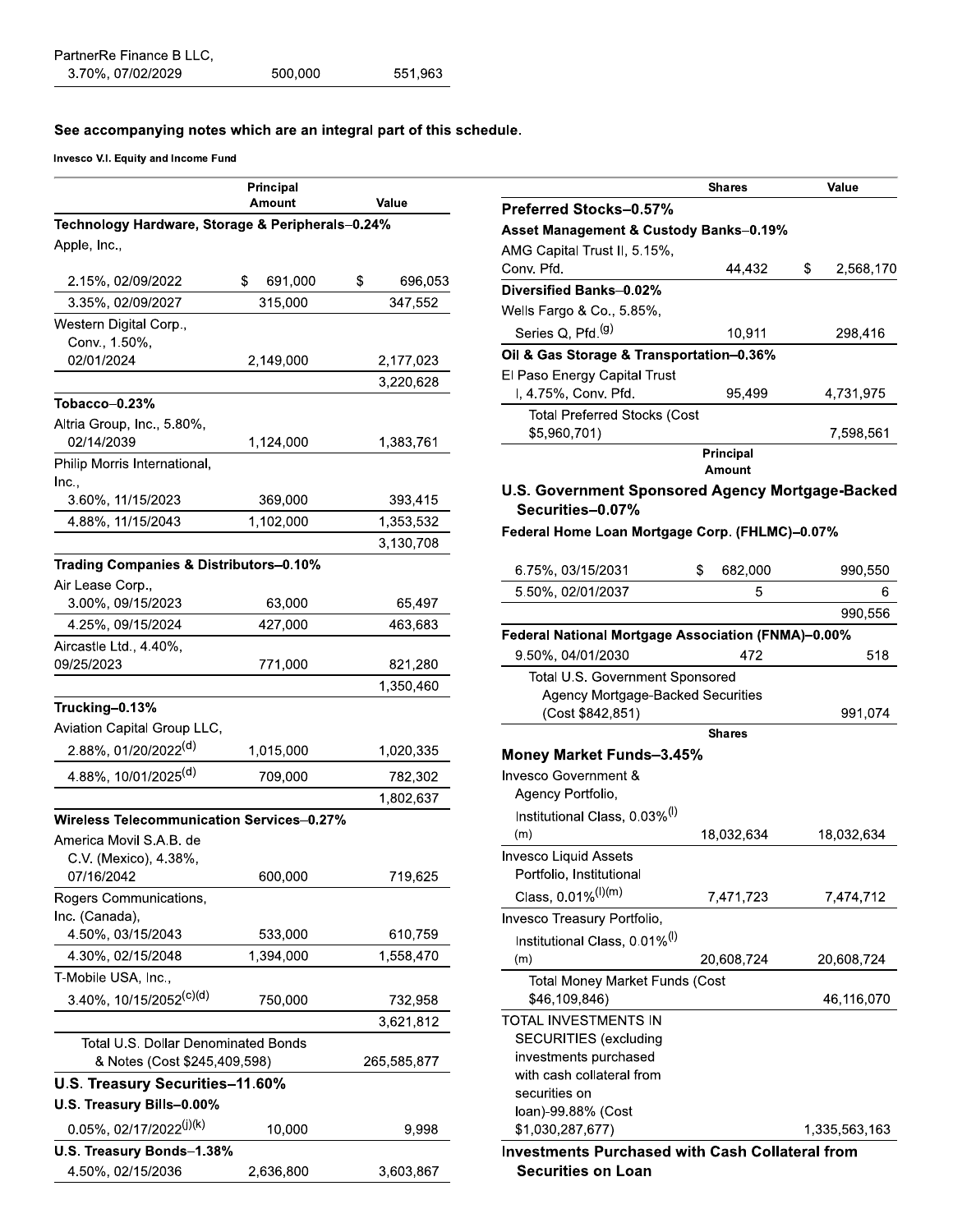| | | |
|---|---|---|
| PartnerRe Finance B LLC, 3.70%, 07/02/2029 | 500,000 | 551,963 |

**See accompanying notes which are an integral part of this schedule.**

**Invesco V.I. Equity and Income Fund**

| | Principal Amount | Value |
|---|---|---|
| **Technology Hardware, Storage & Peripherals–0.24%** | | |
| Apple, Inc., | | |
| 2.15%, 02/09/2022 | $ 691,000 | $ 696,053 |
| 3.35%, 02/09/2027 | 315,000 | 347,552 |
| Western Digital Corp., Conv., 1.50%, 02/01/2024 | 2,149,000 | 2,177,023 |
| | | 3,220,628 |
| **Tobacco–0.23%** | | |
| Altria Group, Inc., 5.80%, 02/14/2039 | 1,124,000 | 1,383,761 |
| Philip Morris International, Inc., | | |
| 3.60%, 11/15/2023 | 369,000 | 393,415 |
| 4.88%, 11/15/2043 | 1,102,000 | 1,353,532 |
| | | 3,130,708 |
| **Trading Companies & Distributors–0.10%** | | |
| Air Lease Corp., | | |
| 3.00%, 09/15/2023 | 63,000 | 65,497 |
| 4.25%, 09/15/2024 | 427,000 | 463,683 |
| Aircastle Ltd., 4.40%, 09/25/2023 | 771,000 | 821,280 |
| | | 1,350,460 |
| **Trucking–0.13%** | | |
| Aviation Capital Group LLC, | | |
| 2.88%, 01/20/2022[(d)] | 1,015,000 | 1,020,335 |
| 4.88%, 10/01/2025[(d)] | 709,000 | 782,302 |
| | | 1,802,637 |
| **Wireless Telecommunication Services–0.27%** | | |
| America Movil S.A.B. de C.V. (Mexico), 4.38%, 07/16/2042 | 600,000 | 719,625 |
| Rogers Communications, Inc. (Canada), | | |
| 4.50%, 03/15/2043 | 533,000 | 610,759 |
| 4.30%, 02/15/2048 | 1,394,000 | 1,558,470 |
| T-Mobile USA, Inc., | | |
| 3.40%, 10/15/2052[(c)(d)] | 750,000 | 732,958 |
| | | 3,621,812 |
| Total U.S. Dollar Denominated Bonds & Notes (Cost $245,409,598) | | 265,585,877 |
| **U.S. Treasury Securities–11.60%** | | |
| **U.S. Treasury Bills–0.00%** | | |
| 0.05%, 02/17/2022[(j)(k)] | 10,000 | 9,998 |
| **U.S. Treasury Bonds–1.38%** | | |
| 4.50%, 02/15/2036 | 2,636,800 | 3,603,867 |

| | Shares | Value |
|---|---|---|
| **Preferred Stocks–0.57%** | | |
| **Asset Management & Custody Banks–0.19%** | | |
| AMG Capital Trust II, 5.15%, Conv. Pfd. | 44,432 | $ 2,568,170 |
| **Diversified Banks–0.02%** | | |
| Wells Fargo & Co., 5.85%, Series Q, Pfd.[(g)] | 10,911 | 298,416 |
| **Oil & Gas Storage & Transportation–0.36%** | | |
| El Paso Energy Capital Trust I, 4.75%, Conv. Pfd. | 95,499 | 4,731,975 |
| Total Preferred Stocks (Cost $5,960,701) | | 7,598,561 |
| | **Principal Amount** | |
| **U.S. Government Sponsored Agency Mortgage-Backed Securities–0.07%** | | |
| **Federal Home Loan Mortgage Corp. (FHLMC)–0.07%** | | |
| 6.75%, 03/15/2031 | $ 682,000 | 990,550 |
| 5.50%, 02/01/2037 | 5 | 6 |
| | | 990,556 |
| **Federal National Mortgage Association (FNMA)–0.00%** | | |
| 9.50%, 04/01/2030 | 472 | 518 |
| Total U.S. Government Sponsored Agency Mortgage-Backed Securities (Cost $842,851) | | 991,074 |
| | **Shares** | |
| **Money Market Funds–3.45%** | | |
| Invesco Government & Agency Portfolio, Institutional Class, 0.03%[(l)(m)] | 18,032,634 | 18,032,634 |
| Invesco Liquid Assets Portfolio, Institutional Class, 0.01%[(l)(m)] | 7,471,723 | 7,474,712 |
| Invesco Treasury Portfolio, Institutional Class, 0.01%[(l)(m)] | 20,608,724 | 20,608,724 |
| Total Money Market Funds (Cost $46,109,846) | | 46,116,070 |
| TOTAL INVESTMENTS IN SECURITIES (excluding investments purchased with cash collateral from securities on loan)-99.88% (Cost $1,030,287,677) | | 1,335,563,163 |
| **Investments Purchased with Cash Collateral from Securities on Loan** | | |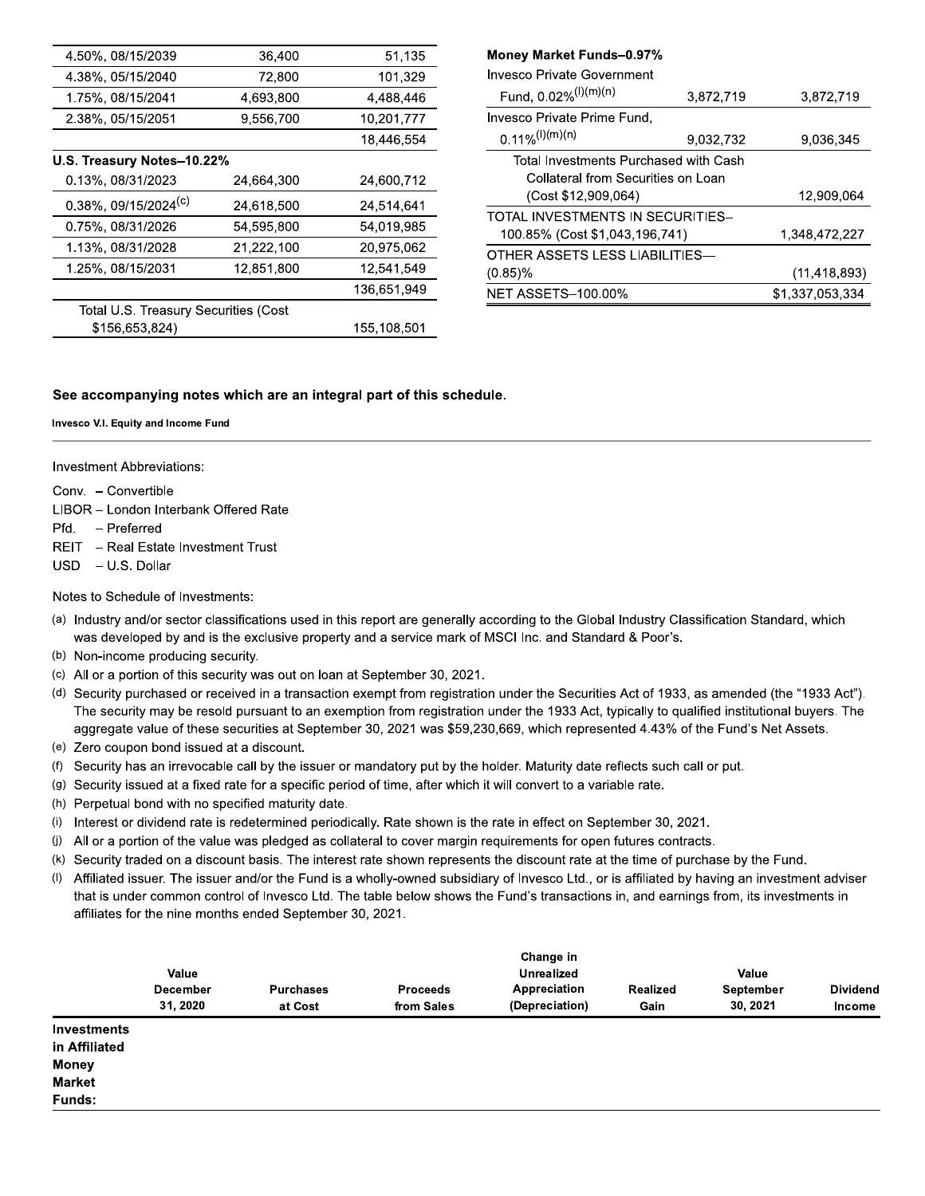| | | |
|---|---|---|
| 4.50%, 08/15/2039 | 36,400 | 51,135 |
| 4.38%, 05/15/2040 | 72,800 | 101,329 |
| 1.75%, 08/15/2041 | 4,693,800 | 4,488,446 |
| 2.38%, 05/15/2051 | 9,556,700 | 10,201,777 |
| | | 18,446,554 |
| **U.S. Treasury Notes–10.22%** | | |
| 0.13%, 08/31/2023 | 24,664,300 | 24,600,712 |
| 0.38%, 09/15/2024[(c)] | 24,618,500 | 24,514,641 |
| 0.75%, 08/31/2026 | 54,595,800 | 54,019,985 |
| 1.13%, 08/31/2028 | 21,222,100 | 20,975,062 |
| 1.25%, 08/15/2031 | 12,851,800 | 12,541,549 |
| | | 136,651,949 |
| Total U.S. Treasury Securities (Cost $156,653,824) | | 155,108,501 |

| | | |
|---|---|---|
| **Money Market Funds–0.97%** | | |
| Invesco Private Government Fund, 0.02%[(l)(m)(n)] | 3,872,719 | 3,872,719 |
| Invesco Private Prime Fund, 0.11%[(l)(m)(n)] | 9,032,732 | 9,036,345 |
| Total Investments Purchased with Cash Collateral from Securities on Loan (Cost $12,909,064) | | 12,909,064 |
| TOTAL INVESTMENTS IN SECURITIES–100.85% (Cost $1,043,196,741) | | 1,348,472,227 |
| OTHER ASSETS LESS LIABILITIES—(0.85)% | | (11,418,893) |
| NET ASSETS–100.00% | | $1,337,053,334 |

**See accompanying notes which are an integral part of this schedule.**

**Invesco V.I. Equity and Income Fund**

Investment Abbreviations:

- Conv. – Convertible
- LIBOR – London Interbank Offered Rate
- Pfd. – Preferred
- REIT – Real Estate Investment Trust
- USD – U.S. Dollar

Notes to Schedule of Investments:

(a) Industry and/or sector classifications used in this report are generally according to the Global Industry Classification Standard, which was developed by and is the exclusive property and a service mark of MSCI Inc. and Standard & Poor's.

(b) Non-income producing security.

(c) All or a portion of this security was out on loan at September 30, 2021.

(d) Security purchased or received in a transaction exempt from registration under the Securities Act of 1933, as amended (the "1933 Act"). The security may be resold pursuant to an exemption from registration under the 1933 Act, typically to qualified institutional buyers. The aggregate value of these securities at September 30, 2021 was $59,230,669, which represented 4.43% of the Fund's Net Assets.

(e) Zero coupon bond issued at a discount.

(f) Security has an irrevocable call by the issuer or mandatory put by the holder. Maturity date reflects such call or put.

(g) Security issued at a fixed rate for a specific period of time, after which it will convert to a variable rate.

(h) Perpetual bond with no specified maturity date.

(i) Interest or dividend rate is redetermined periodically. Rate shown is the rate in effect on September 30, 2021.

(j) All or a portion of the value was pledged as collateral to cover margin requirements for open futures contracts.

(k) Security traded on a discount basis. The interest rate shown represents the discount rate at the time of purchase by the Fund.

(l) Affiliated issuer. The issuer and/or the Fund is a wholly-owned subsidiary of Invesco Ltd., or is affiliated by having an investment adviser that is under common control of Invesco Ltd. The table below shows the Fund's transactions in, and earnings from, its investments in affiliates for the nine months ended September 30, 2021.

| | Value December 31, 2020 | Purchases at Cost | Proceeds from Sales | Change in Unrealized Appreciation (Depreciation) | Realized Gain | Value September 30, 2021 | Dividend Income |
|---|---|---|---|---|---|---|---|
| **Investments in Affiliated Money Market Funds:** | | | | | | | |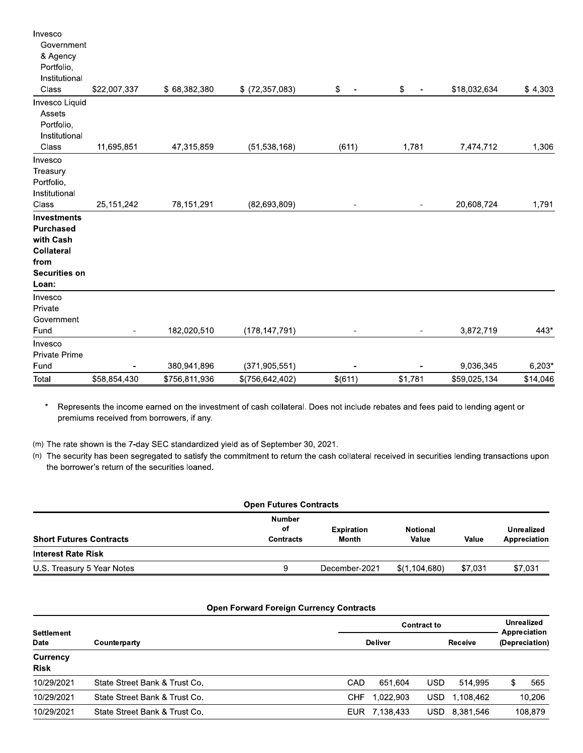| | | | | | | | |
|---|---|---|---|---|---|---|---|
| Invesco Government & Agency Portfolio, Institutional Class | $22,007,337 | $ 68,382,380 | $ (72,357,083) | $ - | $ - | $18,032,634 | $ 4,303 |
| Invesco Liquid Assets Portfolio, Institutional Class | 11,695,851 | 47,315,859 | (51,538,168) | (611) | 1,781 | 7,474,712 | 1,306 |
| Invesco Treasury Portfolio, Institutional Class | 25,151,242 | 78,151,291 | (82,693,809) | - | - | 20,608,724 | 1,791 |
| **Investments Purchased with Cash Collateral from Securities on Loan:** | | | | | | | |
| Invesco Private Government Fund | - | 182,020,510 | (178,147,791) | - | - | 3,872,719 | 443* |
| Invesco Private Prime Fund | - | 380,941,896 | (371,905,551) | - | - | 9,036,345 | 6,203* |
| Total | $58,854,430 | $756,811,936 | $(756,642,402) | $(611) | $1,781 | $59,025,134 | $14,046 |

\* Represents the income earned on the investment of cash collateral. Does not include rebates and fees paid to lending agent or premiums received from borrowers, if any.

(m) The rate shown is the 7-day SEC standardized yield as of September 30, 2021.

(n) The security has been segregated to satisfy the commitment to return the cash collateral received in securities lending transactions upon the borrower's return of the securities loaned.

**Open Futures Contracts**

| Short Futures Contracts | Number of Contracts | Expiration Month | Notional Value | Value | Unrealized Appreciation |
|---|---|---|---|---|---|
| **Interest Rate Risk** | | | | | |
| U.S. Treasury 5 Year Notes | 9 | December-2021 | $(1,104,680) | $7,031 | $7,031 |

**Open Forward Foreign Currency Contracts**

| Settlement Date | Counterparty | Contract to Deliver | | Contract to Receive | | Unrealized Appreciation (Depreciation) |
|---|---|---|---|---|---|---|
| **Currency Risk** | | | | | | |
| 10/29/2021 | State Street Bank & Trust Co. | CAD | 651,604 | USD | 514,995 | $ 565 |
| 10/29/2021 | State Street Bank & Trust Co. | CHF | 1,022,903 | USD | 1,108,462 | 10,206 |
| 10/29/2021 | State Street Bank & Trust Co. | EUR | 7,138,433 | USD | 8,381,546 | 108,879 |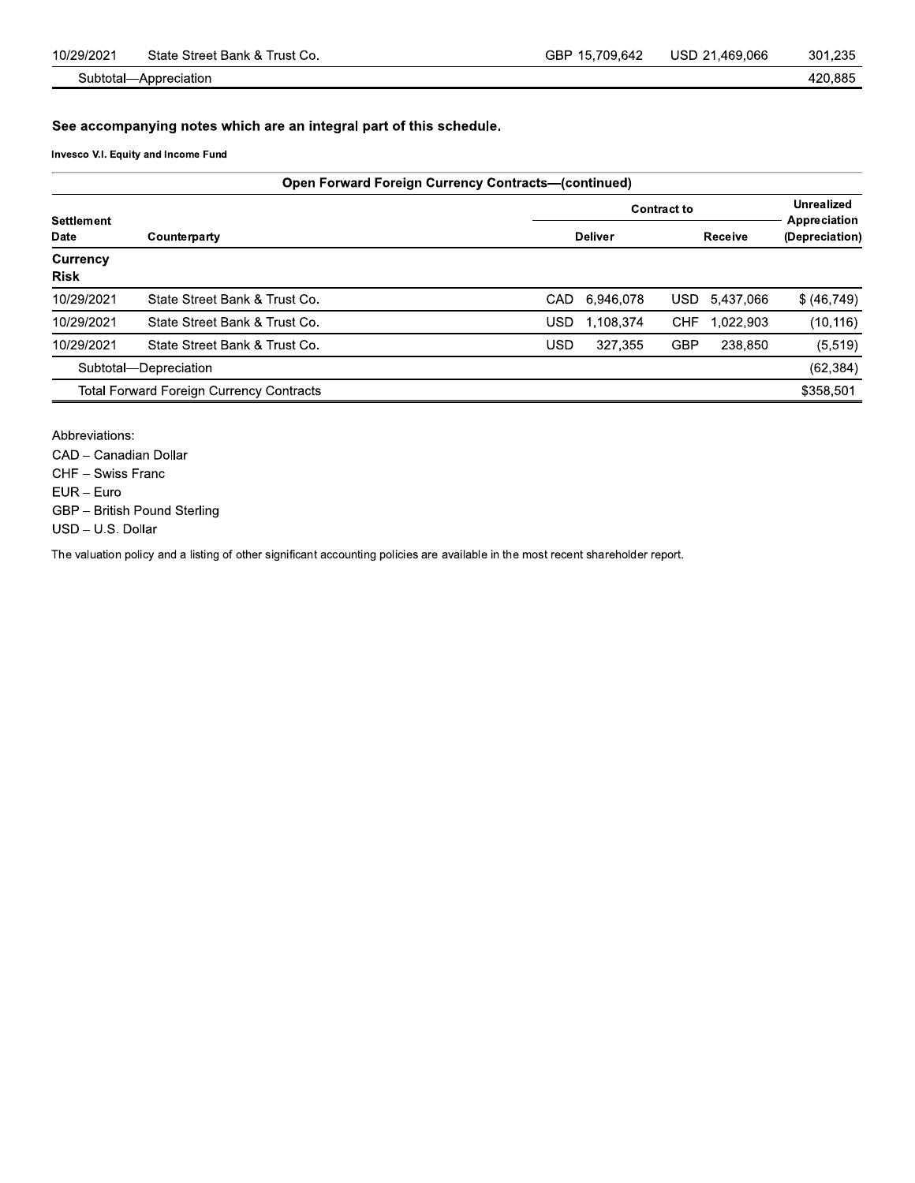| | | | | |
|---|---|---|---|---|
| 10/29/2021 | State Street Bank & Trust Co. | GBP 15,709,642 | USD 21,469,066 | 301,235 |
| Subtotal—Appreciation | | | | 420,885 |

**See accompanying notes which are an integral part of this schedule.**

**Invesco V.I. Equity and Income Fund**

**Open Forward Foreign Currency Contracts—(continued)**

| Settlement Date | Counterparty | Contract to | | Unrealized Appreciation (Depreciation) |
|---|---|---|---|---|
| | | Deliver | Receive | |
| **Currency Risk** | | | | |
| 10/29/2021 | State Street Bank & Trust Co. | CAD 6,946,078 | USD 5,437,066 | $ (46,749) |
| 10/29/2021 | State Street Bank & Trust Co. | USD 1,108,374 | CHF 1,022,903 | (10,116) |
| 10/29/2021 | State Street Bank & Trust Co. | USD 327,355 | GBP 238,850 | (5,519) |
| Subtotal—Depreciation | | | | (62,384) |
| Total Forward Foreign Currency Contracts | | | | $358,501 |

Abbreviations:

CAD – Canadian Dollar

CHF – Swiss Franc

EUR – Euro

GBP – British Pound Sterling

USD – U.S. Dollar

The valuation policy and a listing of other significant accounting policies are available in the most recent shareholder report.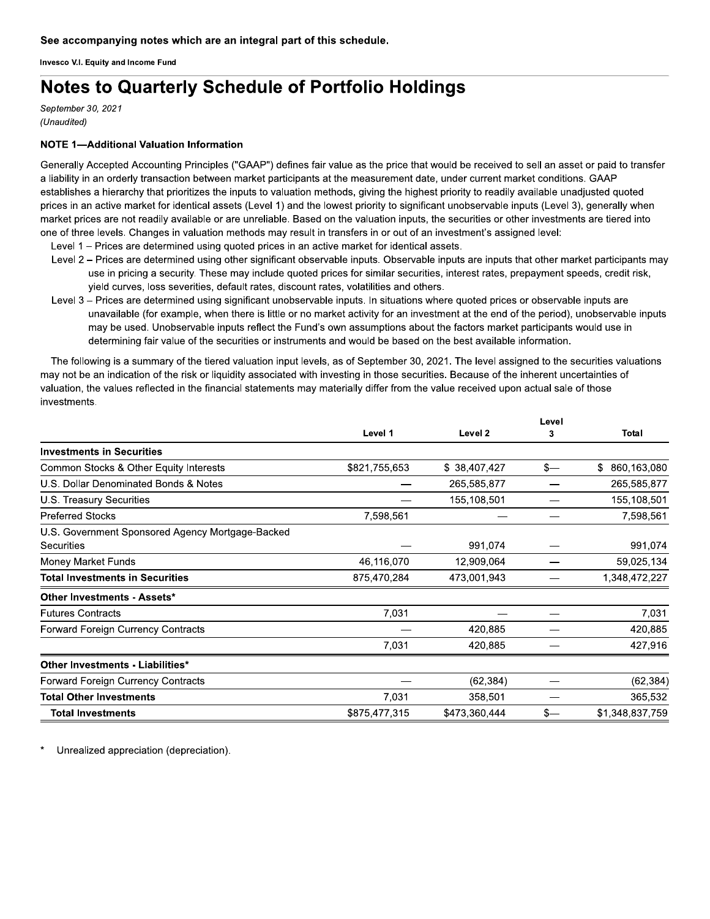See accompanying notes which are an integral part of this schedule.

Invesco V.I. Equity and Income Fund

# Notes to Quarterly Schedule of Portfolio Holdings

*September 30, 2021*
*(Unaudited)*

### NOTE 1—Additional Valuation Information

Generally Accepted Accounting Principles ("GAAP") defines fair value as the price that would be received to sell an asset or paid to transfer a liability in an orderly transaction between market participants at the measurement date, under current market conditions. GAAP establishes a hierarchy that prioritizes the inputs to valuation methods, giving the highest priority to readily available unadjusted quoted prices in an active market for identical assets (Level 1) and the lowest priority to significant unobservable inputs (Level 3), generally when market prices are not readily available or are unreliable. Based on the valuation inputs, the securities or other investments are tiered into one of three levels. Changes in valuation methods may result in transfers in or out of an investment's assigned level:

Level 1 – Prices are determined using quoted prices in an active market for identical assets.

Level 2 – Prices are determined using other significant observable inputs. Observable inputs are inputs that other market participants may use in pricing a security. These may include quoted prices for similar securities, interest rates, prepayment speeds, credit risk, yield curves, loss severities, default rates, discount rates, volatilities and others.

Level 3 – Prices are determined using significant unobservable inputs. In situations where quoted prices or observable inputs are unavailable (for example, when there is little or no market activity for an investment at the end of the period), unobservable inputs may be used. Unobservable inputs reflect the Fund's own assumptions about the factors market participants would use in determining fair value of the securities or instruments and would be based on the best available information.

The following is a summary of the tiered valuation input levels, as of September 30, 2021. The level assigned to the securities valuations may not be an indication of the risk or liquidity associated with investing in those securities. Because of the inherent uncertainties of valuation, the values reflected in the financial statements may materially differ from the value received upon actual sale of those investments.

| | Level 1 | Level 2 | Level 3 | Total |
|---|---|---|---|---|
| **Investments in Securities** | | | | |
| Common Stocks & Other Equity Interests | $821,755,653 | $ 38,407,427 | $— | $ 860,163,080 |
| U.S. Dollar Denominated Bonds & Notes | — | 265,585,877 | — | 265,585,877 |
| U.S. Treasury Securities | — | 155,108,501 | — | 155,108,501 |
| Preferred Stocks | 7,598,561 | — | — | 7,598,561 |
| U.S. Government Sponsored Agency Mortgage-Backed Securities | — | 991,074 | — | 991,074 |
| Money Market Funds | 46,116,070 | 12,909,064 | — | 59,025,134 |
| **Total Investments in Securities** | 875,470,284 | 473,001,943 | — | 1,348,472,227 |
| **Other Investments - Assets*** | | | | |
| Futures Contracts | 7,031 | — | — | 7,031 |
| Forward Foreign Currency Contracts | — | 420,885 | — | 420,885 |
| | 7,031 | 420,885 | — | 427,916 |
| **Other Investments - Liabilities*** | | | | |
| Forward Foreign Currency Contracts | — | (62,384) | — | (62,384) |
| **Total Other Investments** | 7,031 | 358,501 | — | 365,532 |
| **Total Investments** | $875,477,315 | $473,360,444 | $— | $1,348,837,759 |

\* Unrealized appreciation (depreciation).